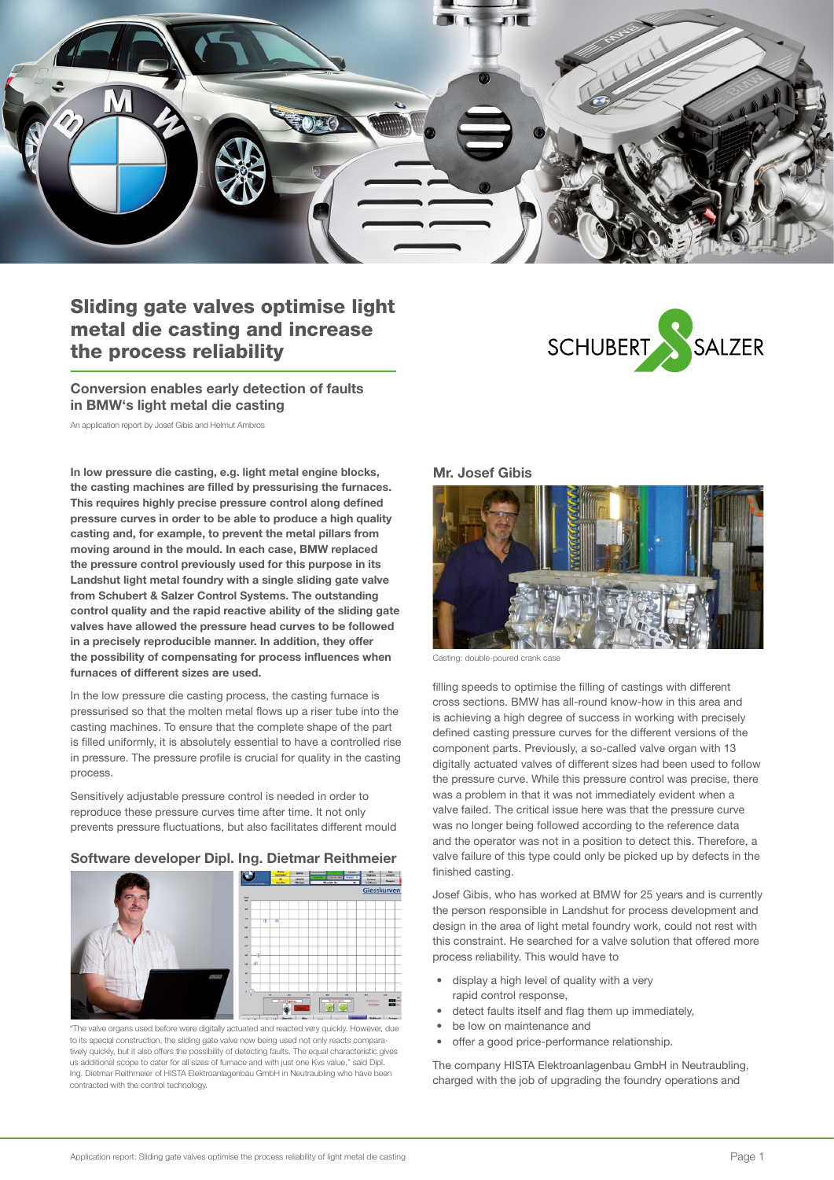# Sliding gate valves optimise light metal die casting and increase the process reliability

## Conversion enables early detection of faults in BMW's light metal die casting

An application report by Josef Gibis and Helmut Ambros

**In low pressure die casting, e.g. light metal engine blocks, the casting machines are filled by pressurising the furnaces. This requires highly precise pressure control along defined pressure curves in order to be able to produce a high quality casting and, for example, to prevent the metal pillars from moving around in the mould. In each case, BMW replaced the pressure control previously used for this purpose in its Landshut light metal foundry with a single sliding gate valve from Schubert & Salzer Control Systems. The outstanding control quality and the rapid reactive ability of the sliding gate valves have allowed the pressure head curves to be followed in a precisely reproducible manner. In addition, they offer the possibility of compensating for process influences when furnaces of different sizes are used.**

In the low pressure die casting process, the casting furnace is pressurised so that the molten metal flows up a riser tube into the casting machines. To ensure that the complete shape of the part is filled uniformly, it is absolutely essential to have a controlled rise in pressure. The pressure profile is crucial for quality in the casting process.

Sensitively adjustable pressure control is needed in order to reproduce these pressure curves time after time. It not only prevents pressure fluctuations, but also facilitates different mould

### Software developer Dipl. Ing. Dietmar Reithmeier

"The valve organs used before were digitally actuated and reacted very quickly. However, due to its special construction, the sliding gate valve now being used not only reacts comparatively quickly, but it also offers the possibility of detecting faults. The equal characteristic gives us additional scope to cater for all sizes of furnace and with just one Kvs value," said Dipl. Ing. Dietmar Reithmeier of HISTA Elektroanlagenbau GmbH in Neutraubling who have been contracted with the control technology.

### Mr. Josef Gibis

Casting: double-poured crank case

filling speeds to optimise the filling of castings with different cross sections. BMW has all-round know-how in this area and is achieving a high degree of success in working with precisely defined casting pressure curves for the different versions of the component parts. Previously, a so-called valve organ with 13 digitally actuated valves of different sizes had been used to follow the pressure curve. While this pressure control was precise, there was a problem in that it was not immediately evident when a valve failed. The critical issue here was that the pressure curve was no longer being followed according to the reference data and the operator was not in a position to detect this. Therefore, a valve failure of this type could only be picked up by defects in the finished casting.

Josef Gibis, who has worked at BMW for 25 years and is currently the person responsible in Landshut for process development and design in the area of light metal foundry work, could not rest with this constraint. He searched for a valve solution that offered more process reliability. This would have to

- display a high level of quality with a very rapid control response,
- detect faults itself and flag them up immediately,
- be low on maintenance and
- offer a good price-performance relationship.

The company HISTA Elektroanlagenbau GmbH in Neutraubling, charged with the job of upgrading the foundry operations and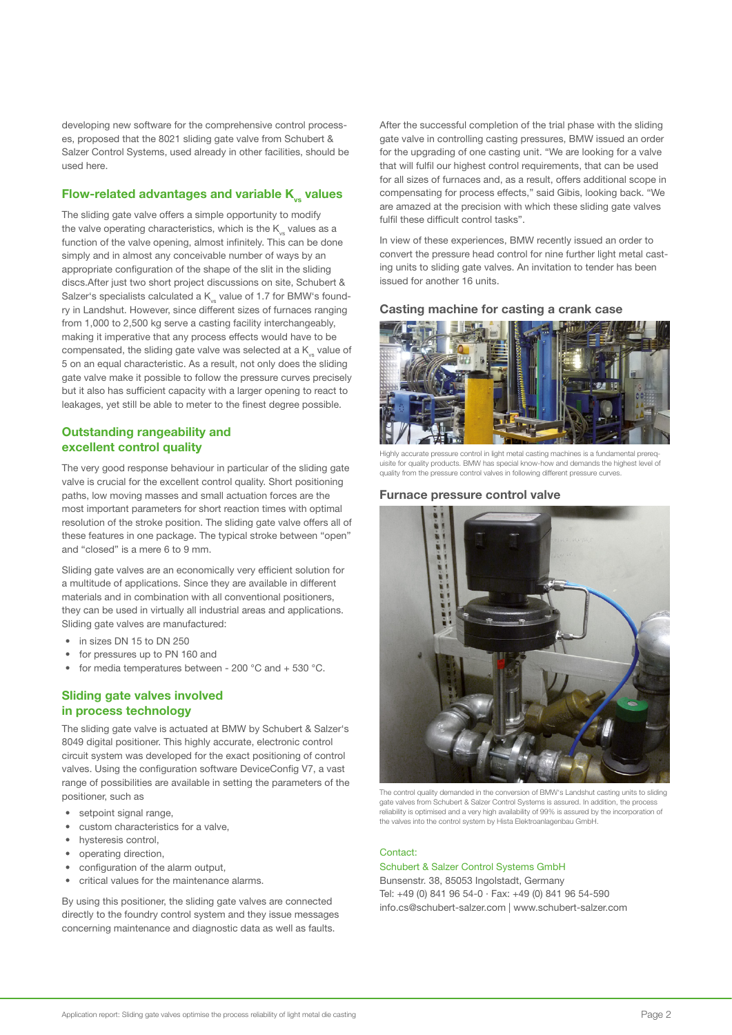developing new software for the comprehensive control processes, proposed that the 8021 sliding gate valve from Schubert & Salzer Control Systems, used already in other facilities, should be used here.

## Flow-related advantages and variable $K_{vs}$ values

The sliding gate valve offers a simple opportunity to modify the valve operating characteristics, which is the $K_{vs}$ values as a function of the valve opening, almost infinitely. This can be done simply and in almost any conceivable number of ways by an appropriate configuration of the shape of the slit in the sliding discs.After just two short project discussions on site, Schubert & Salzer's specialists calculated a $K_{vs}$ value of 1.7 for BMW's foundry in Landshut. However, since different sizes of furnaces ranging from 1,000 to 2,500 kg serve a casting facility interchangeably, making it imperative that any process effects would have to be compensated, the sliding gate valve was selected at a $K_{vs}$ value of 5 on an equal characteristic. As a result, not only does the sliding gate valve make it possible to follow the pressure curves precisely but it also has sufficient capacity with a larger opening to react to leakages, yet still be able to meter to the finest degree possible.

## Outstanding rangeability and excellent control quality

The very good response behaviour in particular of the sliding gate valve is crucial for the excellent control quality. Short positioning paths, low moving masses and small actuation forces are the most important parameters for short reaction times with optimal resolution of the stroke position. The sliding gate valve offers all of these features in one package. The typical stroke between "open" and "closed" is a mere 6 to 9 mm.

Sliding gate valves are an economically very efficient solution for a multitude of applications. Since they are available in different materials and in combination with all conventional positioners, they can be used in virtually all industrial areas and applications. Sliding gate valves are manufactured:

- in sizes DN 15 to DN 250
- for pressures up to PN 160 and
- for media temperatures between - 200 °C and + 530 °C.

## Sliding gate valves involved in process technology

The sliding gate valve is actuated at BMW by Schubert & Salzer's 8049 digital positioner. This highly accurate, electronic control circuit system was developed for the exact positioning of control valves. Using the configuration software DeviceConfig V7, a vast range of possibilities are available in setting the parameters of the positioner, such as

- setpoint signal range,
- custom characteristics for a valve,
- hysteresis control,
- operating direction,
- configuration of the alarm output,
- critical values for the maintenance alarms.

By using this positioner, the sliding gate valves are connected directly to the foundry control system and they issue messages concerning maintenance and diagnostic data as well as faults.

After the successful completion of the trial phase with the sliding gate valve in controlling casting pressures, BMW issued an order for the upgrading of one casting unit. "We are looking for a valve that will fulfil our highest control requirements, that can be used for all sizes of furnaces and, as a result, offers additional scope in compensating for process effects," said Gibis, looking back. "We are amazed at the precision with which these sliding gate valves fulfil these difficult control tasks".

In view of these experiences, BMW recently issued an order to convert the pressure head control for nine further light metal casting units to sliding gate valves. An invitation to tender has been issued for another 16 units.

### Casting machine for casting a crank case

Highly accurate pressure control in light metal casting machines is a fundamental prerequisite for quality products. BMW has special know-how and demands the highest level of quality from the pressure control valves in following different pressure curves.

### Furnace pressure control valve

The control quality demanded in the conversion of BMW's Landshut casting units to sliding gate valves from Schubert & Salzer Control Systems is assured. In addition, the process reliability is optimised and a very high availability of 99% is assured by the incorporation of the valves into the control system by Hista Elektroanlagenbau GmbH.

Contact:
Schubert & Salzer Control Systems GmbH
Bunsenstr. 38, 85053 Ingolstadt, Germany
Tel: +49 (0) 841 96 54-0 · Fax: +49 (0) 841 96 54-590
info.cs@schubert-salzer.com | www.schubert-salzer.com